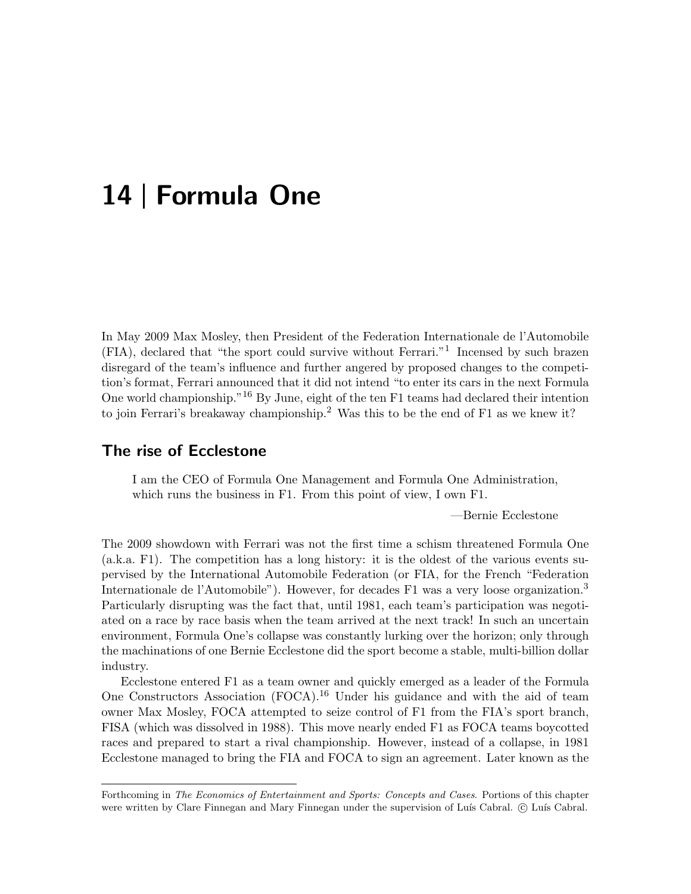# 14 | Formula One

In May 2009 Max Mosley, then President of the Federation Internationale de l'Automobile (FIA), declared that "the sport could survive without Ferrari."[1] Incensed by such brazen disregard of the team's influence and further angered by proposed changes to the competition's format, Ferrari announced that it did not intend "to enter its cars in the next Formula One world championship."[16] By June, eight of the ten F1 teams had declared their intention to join Ferrari's breakaway championship.[2] Was this to be the end of F1 as we knew it?

## The rise of Ecclestone

> I am the CEO of Formula One Management and Formula One Administration, which runs the business in F1. From this point of view, I own F1.
>
> —Bernie Ecclestone

The 2009 showdown with Ferrari was not the first time a schism threatened Formula One (a.k.a. F1). The competition has a long history: it is the oldest of the various events supervised by the International Automobile Federation (or FIA, for the French "Federation Internationale de l'Automobile"). However, for decades F1 was a very loose organization.[3] Particularly disrupting was the fact that, until 1981, each team's participation was negotiated on a race by race basis when the team arrived at the next track! In such an uncertain environment, Formula One's collapse was constantly lurking over the horizon; only through the machinations of one Bernie Ecclestone did the sport become a stable, multi-billion dollar industry.

Ecclestone entered F1 as a team owner and quickly emerged as a leader of the Formula One Constructors Association (FOCA).[16] Under his guidance and with the aid of team owner Max Mosley, FOCA attempted to seize control of F1 from the FIA's sport branch, FISA (which was dissolved in 1988). This move nearly ended F1 as FOCA teams boycotted races and prepared to start a rival championship. However, instead of a collapse, in 1981 Ecclestone managed to bring the FIA and FOCA to sign an agreement. Later known as the

Forthcoming in *The Economics of Entertainment and Sports: Concepts and Cases*. Portions of this chapter were written by Clare Finnegan and Mary Finnegan under the supervision of Luís Cabral. © Luís Cabral.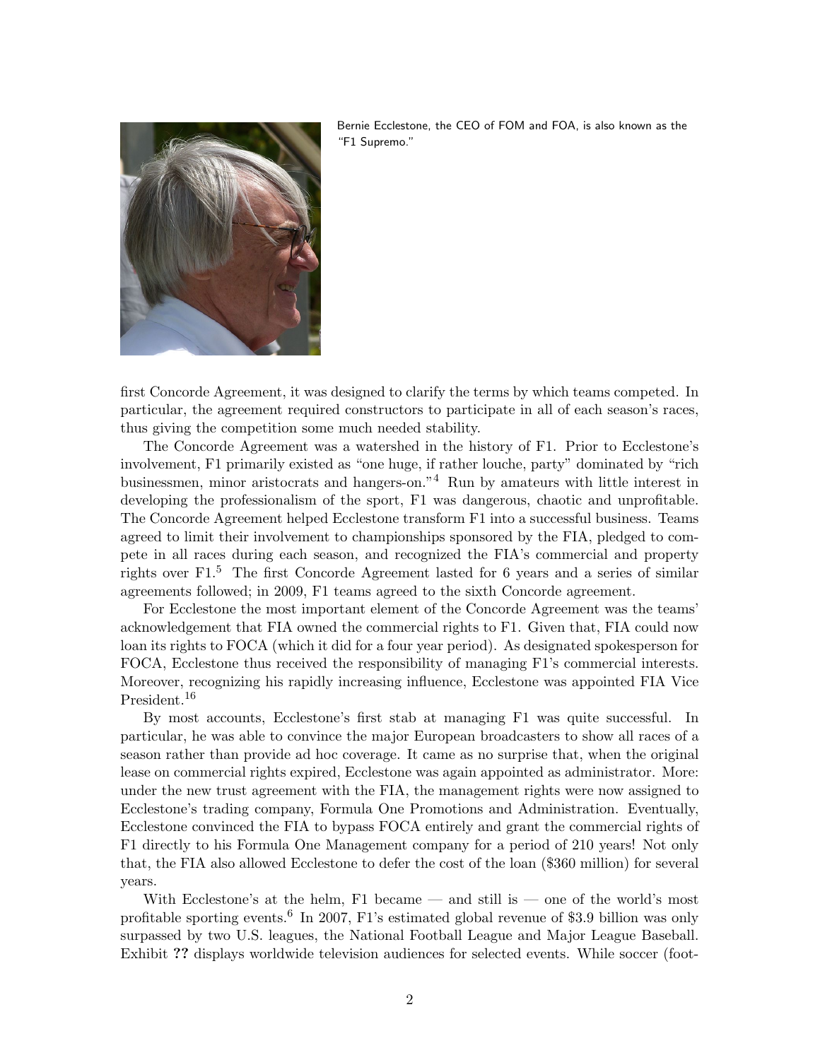Bernie Ecclestone, the CEO of FOM and FOA, is also known as the "F1 Supremo."

first Concorde Agreement, it was designed to clarify the terms by which teams competed. In particular, the agreement required constructors to participate in all of each season's races, thus giving the competition some much needed stability.

The Concorde Agreement was a watershed in the history of F1. Prior to Ecclestone's involvement, F1 primarily existed as "one huge, if rather louche, party" dominated by "rich businessmen, minor aristocrats and hangers-on."[4] Run by amateurs with little interest in developing the professionalism of the sport, F1 was dangerous, chaotic and unprofitable. The Concorde Agreement helped Ecclestone transform F1 into a successful business. Teams agreed to limit their involvement to championships sponsored by the FIA, pledged to compete in all races during each season, and recognized the FIA's commercial and property rights over F1.[5] The first Concorde Agreement lasted for 6 years and a series of similar agreements followed; in 2009, F1 teams agreed to the sixth Concorde agreement.

For Ecclestone the most important element of the Concorde Agreement was the teams' acknowledgement that FIA owned the commercial rights to F1. Given that, FIA could now loan its rights to FOCA (which it did for a four year period). As designated spokesperson for FOCA, Ecclestone thus received the responsibility of managing F1's commercial interests. Moreover, recognizing his rapidly increasing influence, Ecclestone was appointed FIA Vice President.[16]

By most accounts, Ecclestone's first stab at managing F1 was quite successful. In particular, he was able to convince the major European broadcasters to show all races of a season rather than provide ad hoc coverage. It came as no surprise that, when the original lease on commercial rights expired, Ecclestone was again appointed as administrator. More: under the new trust agreement with the FIA, the management rights were now assigned to Ecclestone's trading company, Formula One Promotions and Administration. Eventually, Ecclestone convinced the FIA to bypass FOCA entirely and grant the commercial rights of F1 directly to his Formula One Management company for a period of 210 years! Not only that, the FIA also allowed Ecclestone to defer the cost of the loan ($360 million) for several years.

With Ecclestone's at the helm, F1 became — and still is — one of the world's most profitable sporting events.[6] In 2007, F1's estimated global revenue of $3.9 billion was only surpassed by two U.S. leagues, the National Football League and Major League Baseball. Exhibit **??** displays worldwide television audiences for selected events. While soccer (foot-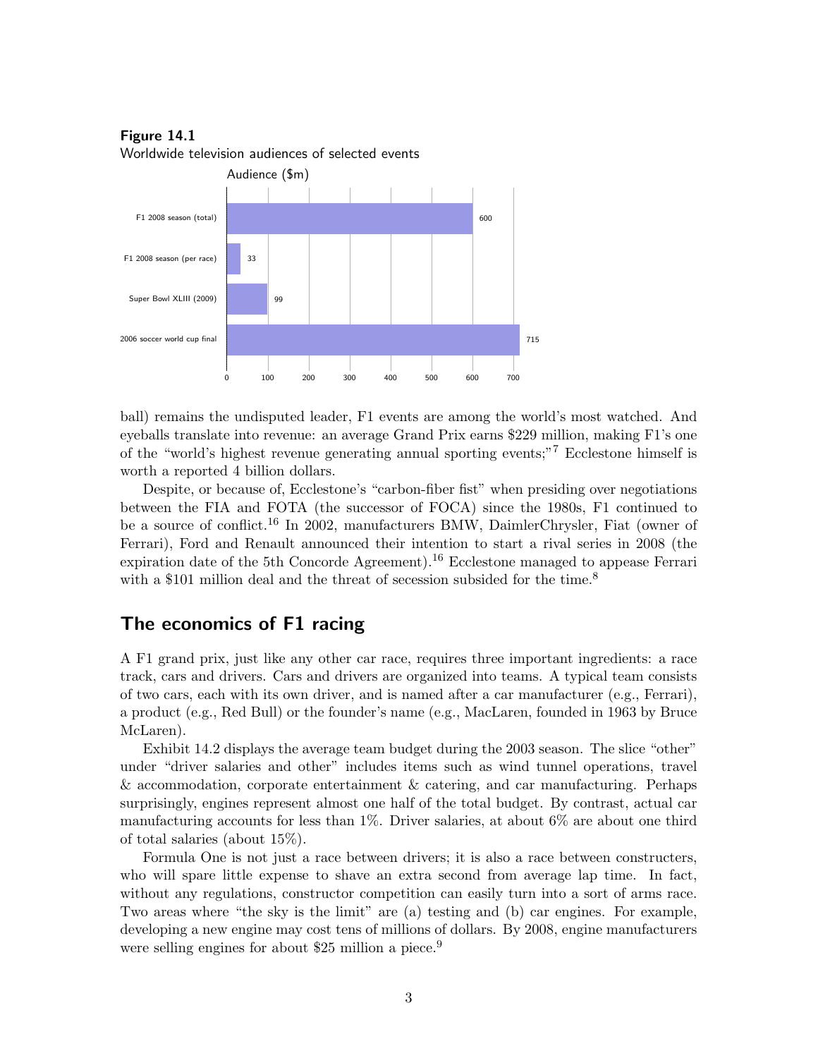**Figure 14.1**
Worldwide television audiences of selected events

Audience ($m)

| Event | Audience ($m) |
|---|---|
| F1 2008 season (total) | 600 |
| F1 2008 season (per race) | 33 |
| Super Bowl XLIII (2009) | 99 |
| 2006 soccer world cup final | 715 |

ball) remains the undisputed leader, F1 events are among the world's most watched. And eyeballs translate into revenue: an average Grand Prix earns $229 million, making F1's one of the "world's highest revenue generating annual sporting events;"[7] Ecclestone himself is worth a reported 4 billion dollars.

Despite, or because of, Ecclestone's "carbon-fiber fist" when presiding over negotiations between the FIA and FOTA (the successor of FOCA) since the 1980s, F1 continued to be a source of conflict.[16] In 2002, manufacturers BMW, DaimlerChrysler, Fiat (owner of Ferrari), Ford and Renault announced their intention to start a rival series in 2008 (the expiration date of the 5th Concorde Agreement).[16] Ecclestone managed to appease Ferrari with a $101 million deal and the threat of secession subsided for the time.[8]

## The economics of F1 racing

A F1 grand prix, just like any other car race, requires three important ingredients: a race track, cars and drivers. Cars and drivers are organized into teams. A typical team consists of two cars, each with its own driver, and is named after a car manufacturer (e.g., Ferrari), a product (e.g., Red Bull) or the founder's name (e.g., MacLaren, founded in 1963 by Bruce McLaren).

Exhibit 14.2 displays the average team budget during the 2003 season. The slice "other" under "driver salaries and other" includes items such as wind tunnel operations, travel & accommodation, corporate entertainment & catering, and car manufacturing. Perhaps surprisingly, engines represent almost one half of the total budget. By contrast, actual car manufacturing accounts for less than 1%. Driver salaries, at about 6% are about one third of total salaries (about 15%).

Formula One is not just a race between drivers; it is also a race between constructers, who will spare little expense to shave an extra second from average lap time. In fact, without any regulations, constructor competition can easily turn into a sort of arms race. Two areas where "the sky is the limit" are (a) testing and (b) car engines. For example, developing a new engine may cost tens of millions of dollars. By 2008, engine manufacturers were selling engines for about $25 million a piece.[9]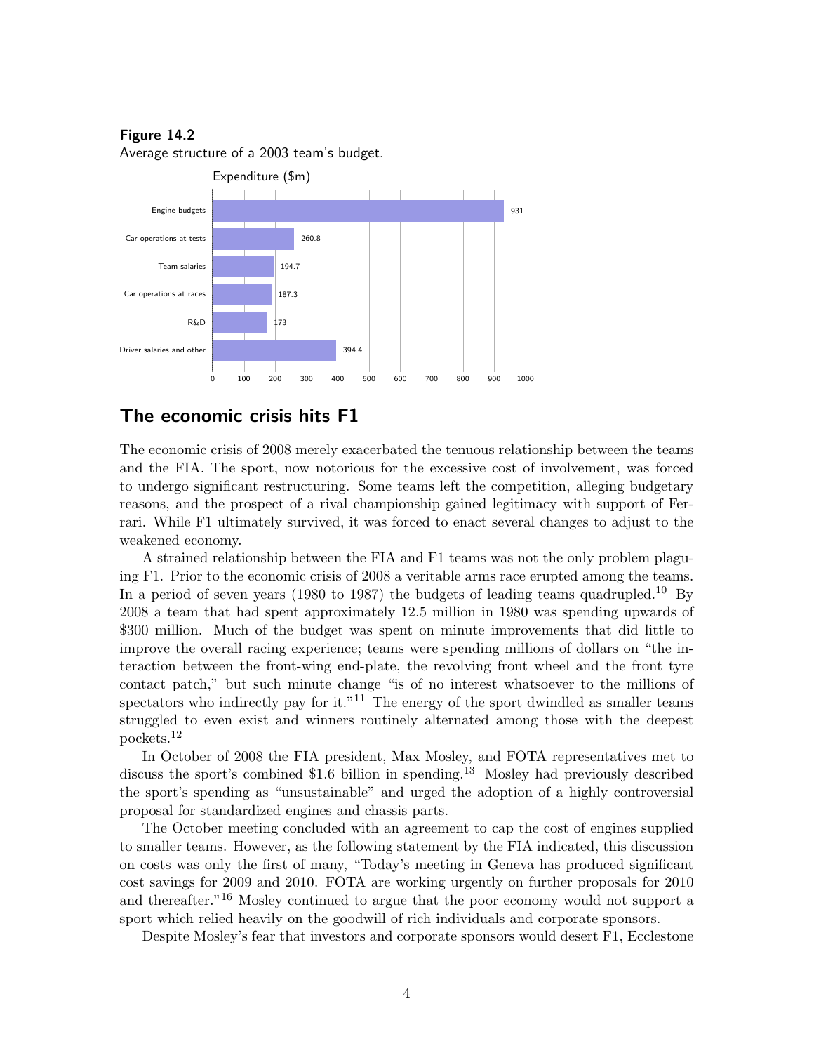**Figure 14.2**
Average structure of a 2003 team's budget.

| Category | Expenditure ($m) |
|---|---|
| Engine budgets | 931 |
| Car operations at tests | 260.8 |
| Team salaries | 194.7 |
| Car operations at races | 187.3 |
| R&D | 173 |
| Driver salaries and other | 394.4 |

## The economic crisis hits F1

The economic crisis of 2008 merely exacerbated the tenuous relationship between the teams and the FIA. The sport, now notorious for the excessive cost of involvement, was forced to undergo significant restructuring. Some teams left the competition, alleging budgetary reasons, and the prospect of a rival championship gained legitimacy with support of Ferrari. While F1 ultimately survived, it was forced to enact several changes to adjust to the weakened economy.

A strained relationship between the FIA and F1 teams was not the only problem plaguing F1. Prior to the economic crisis of 2008 a veritable arms race erupted among the teams. In a period of seven years (1980 to 1987) the budgets of leading teams quadrupled.[10] By 2008 a team that had spent approximately 12.5 million in 1980 was spending upwards of $300 million. Much of the budget was spent on minute improvements that did little to improve the overall racing experience; teams were spending millions of dollars on "the interaction between the front-wing end-plate, the revolving front wheel and the front tyre contact patch," but such minute change "is of no interest whatsoever to the millions of spectators who indirectly pay for it."[11] The energy of the sport dwindled as smaller teams struggled to even exist and winners routinely alternated among those with the deepest pockets.[12]

In October of 2008 the FIA president, Max Mosley, and FOTA representatives met to discuss the sport's combined $1.6 billion in spending.[13] Mosley had previously described the sport's spending as "unsustainable" and urged the adoption of a highly controversial proposal for standardized engines and chassis parts.

The October meeting concluded with an agreement to cap the cost of engines supplied to smaller teams. However, as the following statement by the FIA indicated, this discussion on costs was only the first of many, "Today's meeting in Geneva has produced significant cost savings for 2009 and 2010. FOTA are working urgently on further proposals for 2010 and thereafter."[16] Mosley continued to argue that the poor economy would not support a sport which relied heavily on the goodwill of rich individuals and corporate sponsors.

Despite Mosley's fear that investors and corporate sponsors would desert F1, Ecclestone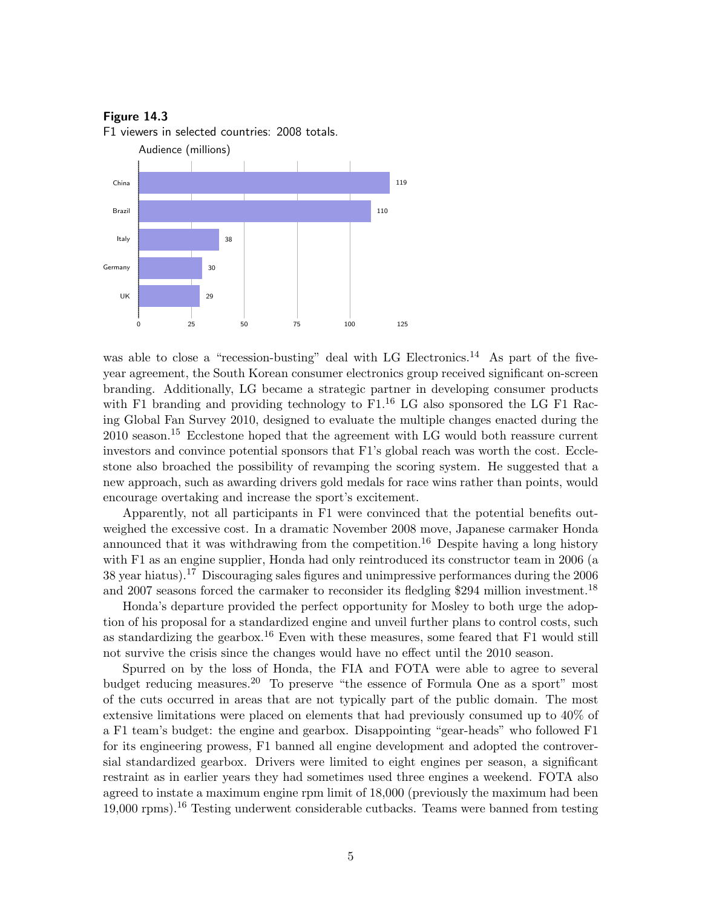**Figure 14.3**

F1 viewers in selected countries: 2008 totals.

| Country | Audience (millions) |
|---|---|
| China | 119 |
| Brazil | 110 |
| Italy | 38 |
| Germany | 30 |
| UK | 29 |

was able to close a "recession-busting" deal with LG Electronics.[14] As part of the five-year agreement, the South Korean consumer electronics group received significant on-screen branding. Additionally, LG became a strategic partner in developing consumer products with F1 branding and providing technology to F1.[16] LG also sponsored the LG F1 Racing Global Fan Survey 2010, designed to evaluate the multiple changes enacted during the 2010 season.[15] Ecclestone hoped that the agreement with LG would both reassure current investors and convince potential sponsors that F1's global reach was worth the cost. Ecclestone also broached the possibility of revamping the scoring system. He suggested that a new approach, such as awarding drivers gold medals for race wins rather than points, would encourage overtaking and increase the sport's excitement.

Apparently, not all participants in F1 were convinced that the potential benefits outweighed the excessive cost. In a dramatic November 2008 move, Japanese carmaker Honda announced that it was withdrawing from the competition.[16] Despite having a long history with F1 as an engine supplier, Honda had only reintroduced its constructor team in 2006 (a 38 year hiatus).[17] Discouraging sales figures and unimpressive performances during the 2006 and 2007 seasons forced the carmaker to reconsider its fledgling $294 million investment.[18]

Honda's departure provided the perfect opportunity for Mosley to both urge the adoption of his proposal for a standardized engine and unveil further plans to control costs, such as standardizing the gearbox.[16] Even with these measures, some feared that F1 would still not survive the crisis since the changes would have no effect until the 2010 season.

Spurred on by the loss of Honda, the FIA and FOTA were able to agree to several budget reducing measures.[20] To preserve "the essence of Formula One as a sport" most of the cuts occurred in areas that are not typically part of the public domain. The most extensive limitations were placed on elements that had previously consumed up to 40% of a F1 team's budget: the engine and gearbox. Disappointing "gear-heads" who followed F1 for its engineering prowess, F1 banned all engine development and adopted the controversial standardized gearbox. Drivers were limited to eight engines per season, a significant restraint as in earlier years they had sometimes used three engines a weekend. FOTA also agreed to instate a maximum engine rpm limit of 18,000 (previously the maximum had been 19,000 rpms).[16] Testing underwent considerable cutbacks. Teams were banned from testing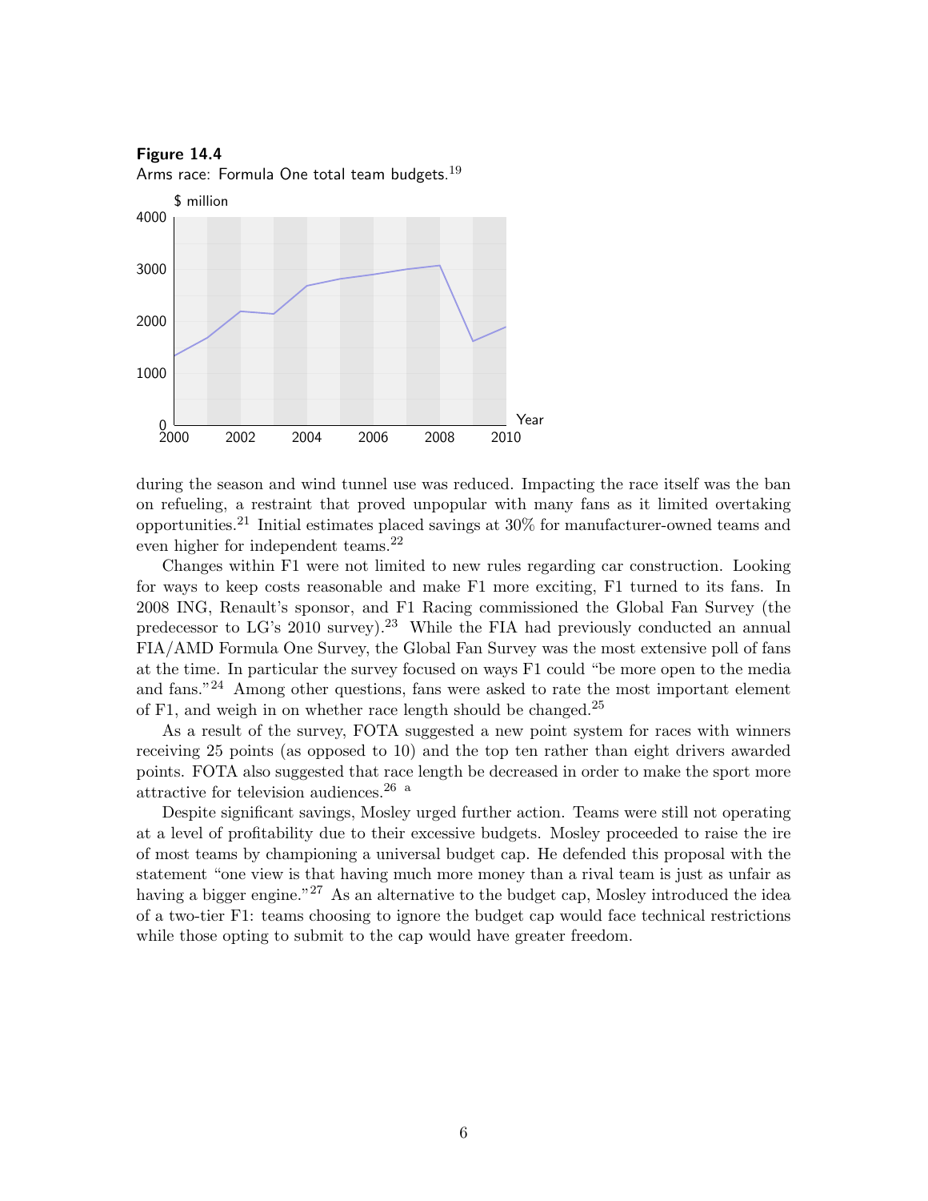**Figure 14.4**
Arms race: Formula One total team budgets.[19]

during the season and wind tunnel use was reduced. Impacting the race itself was the ban on refueling, a restraint that proved unpopular with many fans as it limited overtaking opportunities.[21] Initial estimates placed savings at 30% for manufacturer-owned teams and even higher for independent teams.[22]

Changes within F1 were not limited to new rules regarding car construction. Looking for ways to keep costs reasonable and make F1 more exciting, F1 turned to its fans. In 2008 ING, Renault's sponsor, and F1 Racing commissioned the Global Fan Survey (the predecessor to LG's 2010 survey).[23] While the FIA had previously conducted an annual FIA/AMD Formula One Survey, the Global Fan Survey was the most extensive poll of fans at the time. In particular the survey focused on ways F1 could "be more open to the media and fans."[24] Among other questions, fans were asked to rate the most important element of F1, and weigh in on whether race length should be changed.[25]

As a result of the survey, FOTA suggested a new point system for races with winners receiving 25 points (as opposed to 10) and the top ten rather than eight drivers awarded points. FOTA also suggested that race length be decreased in order to make the sport more attractive for television audiences.[26] [a]

Despite significant savings, Mosley urged further action. Teams were still not operating at a level of profitability due to their excessive budgets. Mosley proceeded to raise the ire of most teams by championing a universal budget cap. He defended this proposal with the statement "one view is that having much more money than a rival team is just as unfair as having a bigger engine."[27] As an alternative to the budget cap, Mosley introduced the idea of a two-tier F1: teams choosing to ignore the budget cap would face technical restrictions while those opting to submit to the cap would have greater freedom.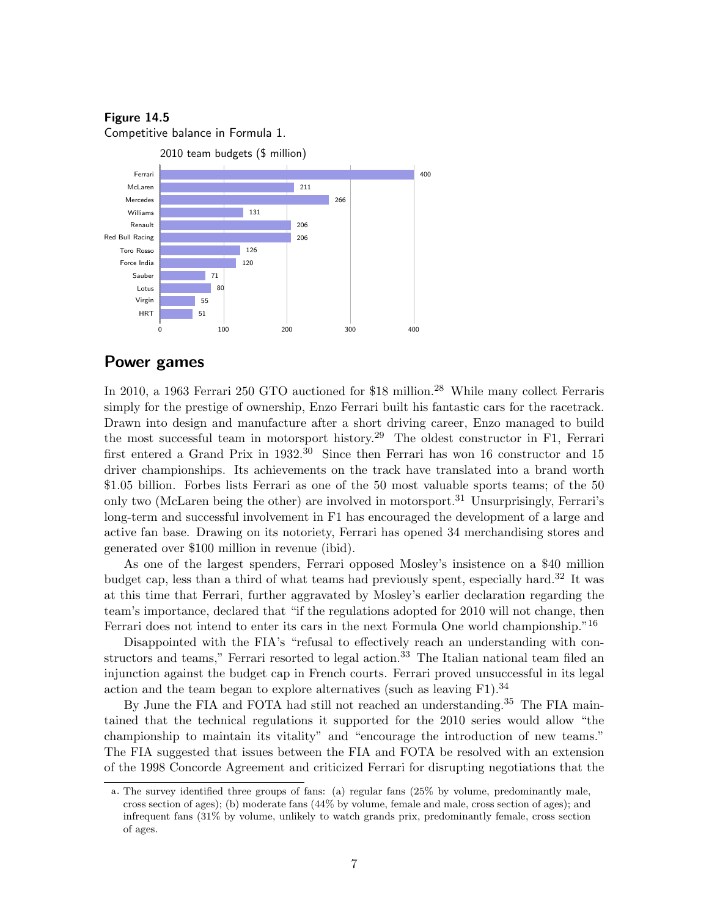**Figure 14.5**
Competitive balance in Formula 1.

2010 team budgets ($ million)

| Team | Budget ($ million) |
| --- | --- |
| Ferrari | 400 |
| McLaren | 211 |
| Mercedes | 266 |
| Williams | 131 |
| Renault | 206 |
| Red Bull Racing | 206 |
| Toro Rosso | 126 |
| Force India | 120 |
| Sauber | 71 |
| Lotus | 80 |
| Virgin | 55 |
| HRT | 51 |

## Power games

In 2010, a 1963 Ferrari 250 GTO auctioned for $18 million.[28] While many collect Ferraris simply for the prestige of ownership, Enzo Ferrari built his fantastic cars for the racetrack. Drawn into design and manufacture after a short driving career, Enzo managed to build the most successful team in motorsport history.[29] The oldest constructor in F1, Ferrari first entered a Grand Prix in 1932.[30] Since then Ferrari has won 16 constructor and 15 driver championships. Its achievements on the track have translated into a brand worth $1.05 billion. Forbes lists Ferrari as one of the 50 most valuable sports teams; of the 50 only two (McLaren being the other) are involved in motorsport.[31] Unsurprisingly, Ferrari's long-term and successful involvement in F1 has encouraged the development of a large and active fan base. Drawing on its notoriety, Ferrari has opened 34 merchandising stores and generated over $100 million in revenue (ibid).

As one of the largest spenders, Ferrari opposed Mosley's insistence on a $40 million budget cap, less than a third of what teams had previously spent, especially hard.[32] It was at this time that Ferrari, further aggravated by Mosley's earlier declaration regarding the team's importance, declared that "if the regulations adopted for 2010 will not change, then Ferrari does not intend to enter its cars in the next Formula One world championship."[16]

Disappointed with the FIA's "refusal to effectively reach an understanding with constructors and teams," Ferrari resorted to legal action.[33] The Italian national team filed an injunction against the budget cap in French courts. Ferrari proved unsuccessful in its legal action and the team began to explore alternatives (such as leaving F1).[34]

By June the FIA and FOTA had still not reached an understanding.[35] The FIA maintained that the technical regulations it supported for the 2010 series would allow "the championship to maintain its vitality" and "encourage the introduction of new teams." The FIA suggested that issues between the FIA and FOTA be resolved with an extension of the 1998 Concorde Agreement and criticized Ferrari for disrupting negotiations that the

a. The survey identified three groups of fans: (a) regular fans (25% by volume, predominantly male, cross section of ages); (b) moderate fans (44% by volume, female and male, cross section of ages); and infrequent fans (31% by volume, unlikely to watch grands prix, predominantly female, cross section of ages.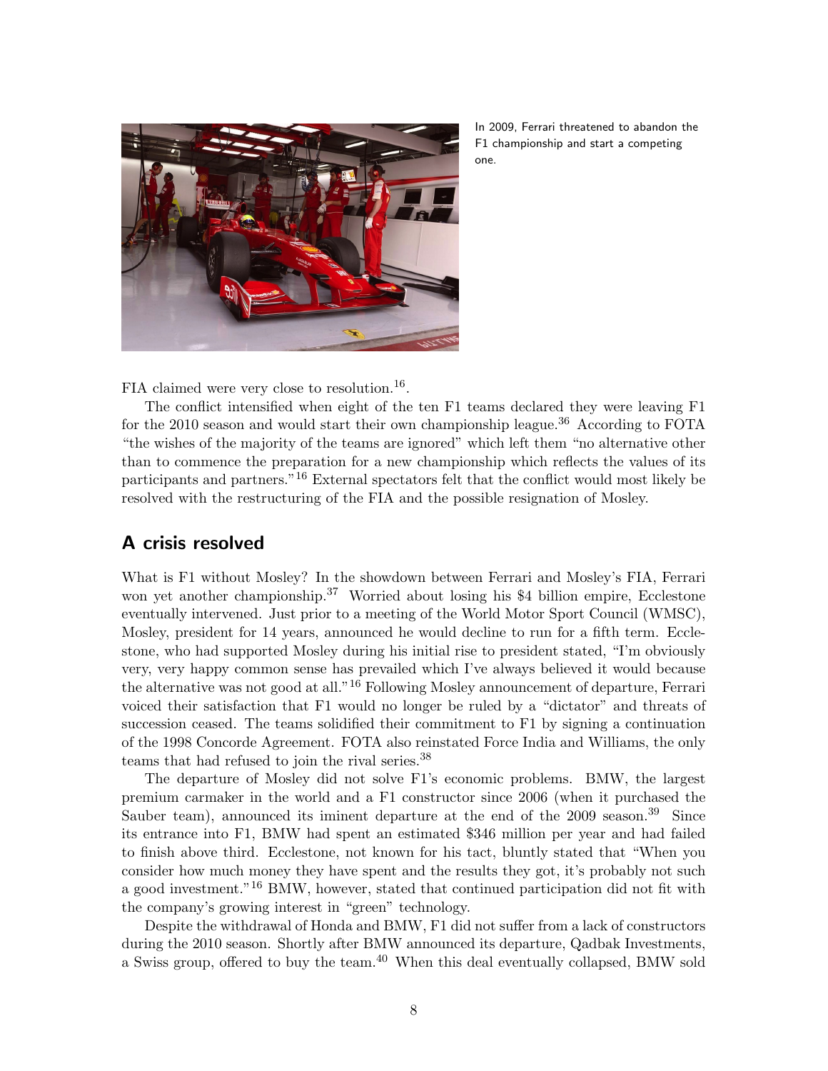In 2009, Ferrari threatened to abandon the F1 championship and start a competing one.

FIA claimed were very close to resolution.[16].

The conflict intensified when eight of the ten F1 teams declared they were leaving F1 for the 2010 season and would start their own championship league.[36] According to FOTA "the wishes of the majority of the teams are ignored" which left them "no alternative other than to commence the preparation for a new championship which reflects the values of its participants and partners."[16] External spectators felt that the conflict would most likely be resolved with the restructuring of the FIA and the possible resignation of Mosley.

## A crisis resolved

What is F1 without Mosley? In the showdown between Ferrari and Mosley's FIA, Ferrari won yet another championship.[37] Worried about losing his $4 billion empire, Ecclestone eventually intervened. Just prior to a meeting of the World Motor Sport Council (WMSC), Mosley, president for 14 years, announced he would decline to run for a fifth term. Ecclestone, who had supported Mosley during his initial rise to president stated, "I'm obviously very, very happy common sense has prevailed which I've always believed it would because the alternative was not good at all."[16] Following Mosley announcement of departure, Ferrari voiced their satisfaction that F1 would no longer be ruled by a "dictator" and threats of succession ceased. The teams solidified their commitment to F1 by signing a continuation of the 1998 Concorde Agreement. FOTA also reinstated Force India and Williams, the only teams that had refused to join the rival series.[38]

The departure of Mosley did not solve F1's economic problems. BMW, the largest premium carmaker in the world and a F1 constructor since 2006 (when it purchased the Sauber team), announced its iminent departure at the end of the 2009 season.[39] Since its entrance into F1, BMW had spent an estimated $346 million per year and had failed to finish above third. Ecclestone, not known for his tact, bluntly stated that "When you consider how much money they have spent and the results they got, it's probably not such a good investment."[16] BMW, however, stated that continued participation did not fit with the company's growing interest in "green" technology.

Despite the withdrawal of Honda and BMW, F1 did not suffer from a lack of constructors during the 2010 season. Shortly after BMW announced its departure, Qadbak Investments, a Swiss group, offered to buy the team.[40] When this deal eventually collapsed, BMW sold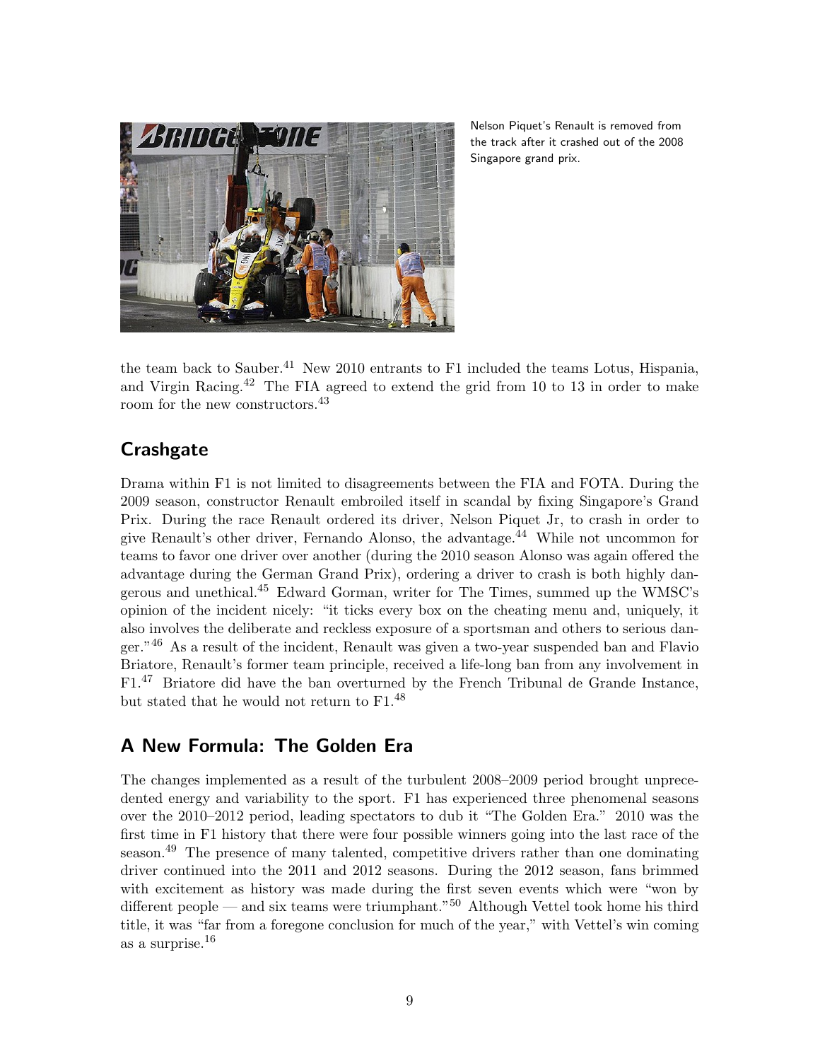Nelson Piquet's Renault is removed from the track after it crashed out of the 2008 Singapore grand prix.

the team back to Sauber.[41] New 2010 entrants to F1 included the teams Lotus, Hispania, and Virgin Racing.[42] The FIA agreed to extend the grid from 10 to 13 in order to make room for the new constructors.[43]

## Crashgate

Drama within F1 is not limited to disagreements between the FIA and FOTA. During the 2009 season, constructor Renault embroiled itself in scandal by fixing Singapore's Grand Prix. During the race Renault ordered its driver, Nelson Piquet Jr, to crash in order to give Renault's other driver, Fernando Alonso, the advantage.[44] While not uncommon for teams to favor one driver over another (during the 2010 season Alonso was again offered the advantage during the German Grand Prix), ordering a driver to crash is both highly dangerous and unethical.[45] Edward Gorman, writer for The Times, summed up the WMSC's opinion of the incident nicely: "it ticks every box on the cheating menu and, uniquely, it also involves the deliberate and reckless exposure of a sportsman and others to serious danger."[46] As a result of the incident, Renault was given a two-year suspended ban and Flavio Briatore, Renault's former team principle, received a life-long ban from any involvement in F1.[47] Briatore did have the ban overturned by the French Tribunal de Grande Instance, but stated that he would not return to F1.[48]

## A New Formula: The Golden Era

The changes implemented as a result of the turbulent 2008–2009 period brought unprecedented energy and variability to the sport. F1 has experienced three phenomenal seasons over the 2010–2012 period, leading spectators to dub it "The Golden Era." 2010 was the first time in F1 history that there were four possible winners going into the last race of the season.[49] The presence of many talented, competitive drivers rather than one dominating driver continued into the 2011 and 2012 seasons. During the 2012 season, fans brimmed with excitement as history was made during the first seven events which were "won by different people — and six teams were triumphant."[50] Although Vettel took home his third title, it was "far from a foregone conclusion for much of the year," with Vettel's win coming as a surprise.[16]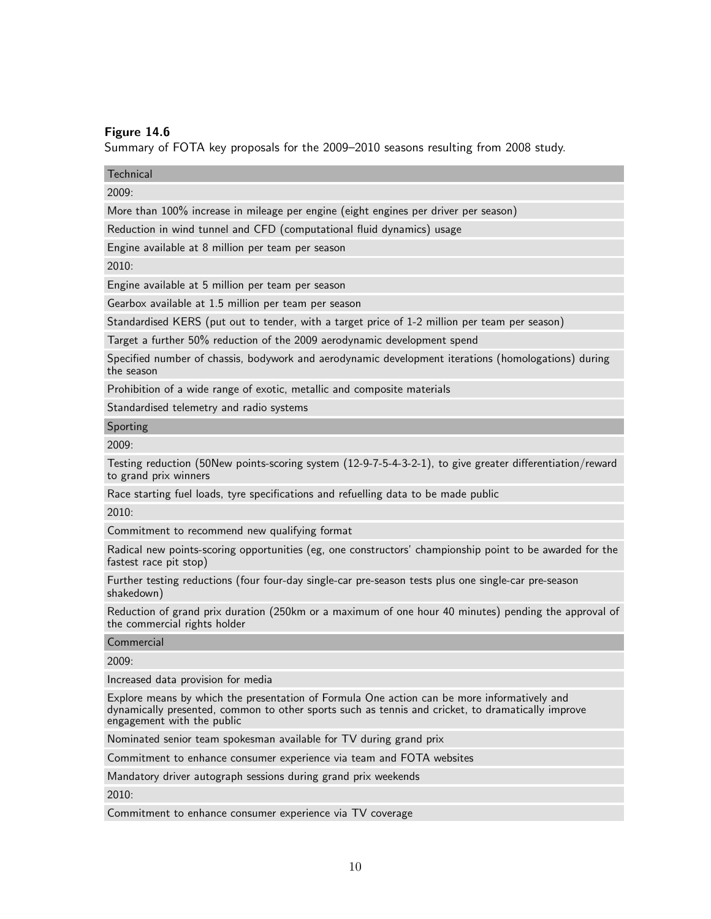**Figure 14.6**
Summary of FOTA key proposals for the 2009–2010 seasons resulting from 2008 study.

| Technical |
| --- |
| 2009: |
| More than 100% increase in mileage per engine (eight engines per driver per season) |
| Reduction in wind tunnel and CFD (computational fluid dynamics) usage |
| Engine available at 8 million per team per season |
| 2010: |
| Engine available at 5 million per team per season |
| Gearbox available at 1.5 million per team per season |
| Standardised KERS (put out to tender, with a target price of 1-2 million per team per season) |
| Target a further 50% reduction of the 2009 aerodynamic development spend |
| Specified number of chassis, bodywork and aerodynamic development iterations (homologations) during the season |
| Prohibition of a wide range of exotic, metallic and composite materials |
| Standardised telemetry and radio systems |
| **Sporting** |
| 2009: |
| Testing reduction (50New points-scoring system (12-9-7-5-4-3-2-1), to give greater differentiation/reward to grand prix winners |
| Race starting fuel loads, tyre specifications and refuelling data to be made public |
| 2010: |
| Commitment to recommend new qualifying format |
| Radical new points-scoring opportunities (eg, one constructors' championship point to be awarded for the fastest race pit stop) |
| Further testing reductions (four four-day single-car pre-season tests plus one single-car pre-season shakedown) |
| Reduction of grand prix duration (250km or a maximum of one hour 40 minutes) pending the approval of the commercial rights holder |
| **Commercial** |
| 2009: |
| Increased data provision for media |
| Explore means by which the presentation of Formula One action can be more informatively and dynamically presented, common to other sports such as tennis and cricket, to dramatically improve engagement with the public |
| Nominated senior team spokesman available for TV during grand prix |
| Commitment to enhance consumer experience via team and FOTA websites |
| Mandatory driver autograph sessions during grand prix weekends |
| 2010: |
| Commitment to enhance consumer experience via TV coverage |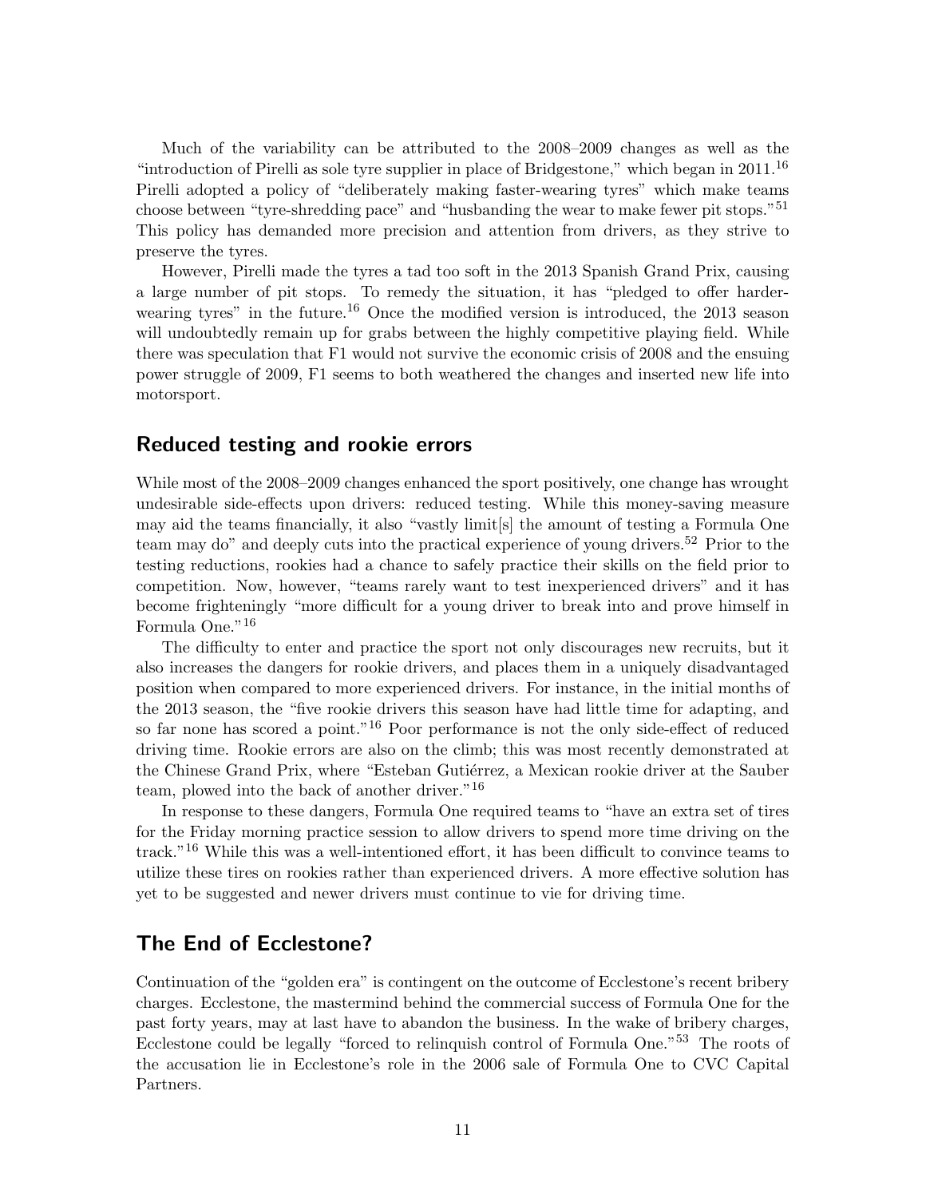Much of the variability can be attributed to the 2008–2009 changes as well as the "introduction of Pirelli as sole tyre supplier in place of Bridgestone," which began in 2011.[16] Pirelli adopted a policy of "deliberately making faster-wearing tyres" which make teams choose between "tyre-shredding pace" and "husbanding the wear to make fewer pit stops."[51] This policy has demanded more precision and attention from drivers, as they strive to preserve the tyres.

However, Pirelli made the tyres a tad too soft in the 2013 Spanish Grand Prix, causing a large number of pit stops. To remedy the situation, it has "pledged to offer harder-wearing tyres" in the future.[16] Once the modified version is introduced, the 2013 season will undoubtedly remain up for grabs between the highly competitive playing field. While there was speculation that F1 would not survive the economic crisis of 2008 and the ensuing power struggle of 2009, F1 seems to both weathered the changes and inserted new life into motorsport.

## Reduced testing and rookie errors

While most of the 2008–2009 changes enhanced the sport positively, one change has wrought undesirable side-effects upon drivers: reduced testing. While this money-saving measure may aid the teams financially, it also "vastly limit[s] the amount of testing a Formula One team may do" and deeply cuts into the practical experience of young drivers.[52] Prior to the testing reductions, rookies had a chance to safely practice their skills on the field prior to competition. Now, however, "teams rarely want to test inexperienced drivers" and it has become frighteningly "more difficult for a young driver to break into and prove himself in Formula One."[16]

The difficulty to enter and practice the sport not only discourages new recruits, but it also increases the dangers for rookie drivers, and places them in a uniquely disadvantaged position when compared to more experienced drivers. For instance, in the initial months of the 2013 season, the "five rookie drivers this season have had little time for adapting, and so far none has scored a point."[16] Poor performance is not the only side-effect of reduced driving time. Rookie errors are also on the climb; this was most recently demonstrated at the Chinese Grand Prix, where "Esteban Gutiérrez, a Mexican rookie driver at the Sauber team, plowed into the back of another driver."[16]

In response to these dangers, Formula One required teams to "have an extra set of tires for the Friday morning practice session to allow drivers to spend more time driving on the track."[16] While this was a well-intentioned effort, it has been difficult to convince teams to utilize these tires on rookies rather than experienced drivers. A more effective solution has yet to be suggested and newer drivers must continue to vie for driving time.

## The End of Ecclestone?

Continuation of the "golden era" is contingent on the outcome of Ecclestone's recent bribery charges. Ecclestone, the mastermind behind the commercial success of Formula One for the past forty years, may at last have to abandon the business. In the wake of bribery charges, Ecclestone could be legally "forced to relinquish control of Formula One."[53] The roots of the accusation lie in Ecclestone's role in the 2006 sale of Formula One to CVC Capital Partners.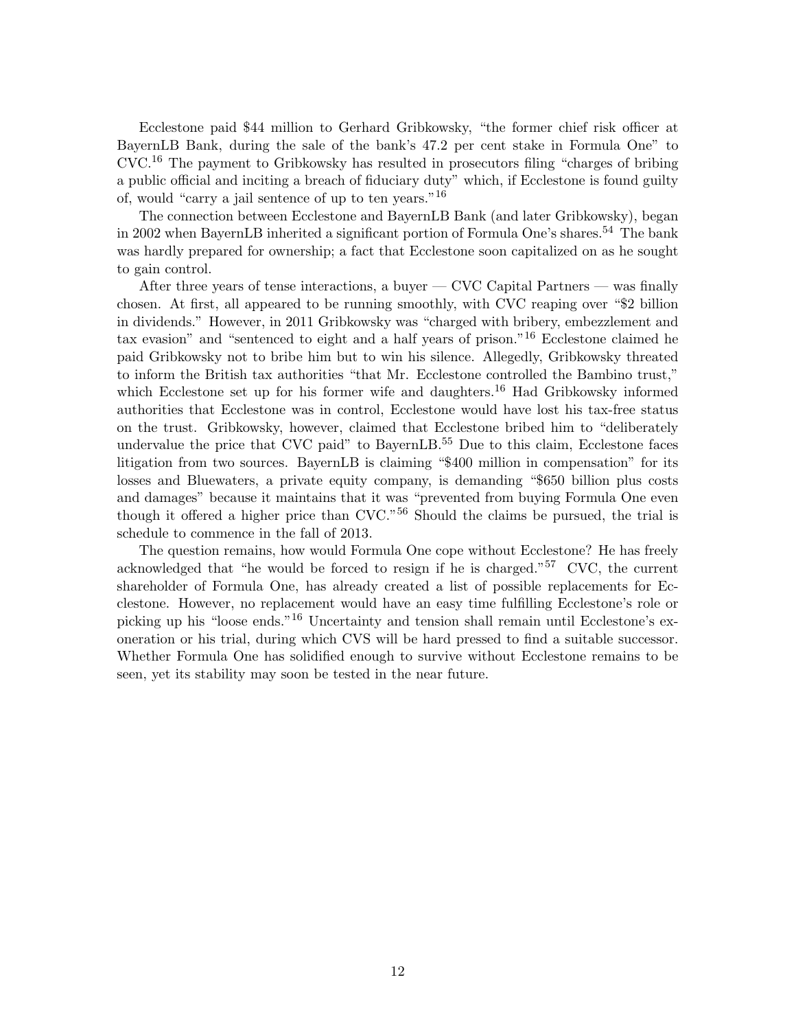Ecclestone paid $44 million to Gerhard Gribkowsky, "the former chief risk officer at BayernLB Bank, during the sale of the bank's 47.2 per cent stake in Formula One" to CVC.[16] The payment to Gribkowsky has resulted in prosecutors filing "charges of bribing a public official and inciting a breach of fiduciary duty" which, if Ecclestone is found guilty of, would "carry a jail sentence of up to ten years."[16]

The connection between Ecclestone and BayernLB Bank (and later Gribkowsky), began in 2002 when BayernLB inherited a significant portion of Formula One's shares.[54] The bank was hardly prepared for ownership; a fact that Ecclestone soon capitalized on as he sought to gain control.

After three years of tense interactions, a buyer — CVC Capital Partners — was finally chosen. At first, all appeared to be running smoothly, with CVC reaping over "$2 billion in dividends." However, in 2011 Gribkowsky was "charged with bribery, embezzlement and tax evasion" and "sentenced to eight and a half years of prison."[16] Ecclestone claimed he paid Gribkowsky not to bribe him but to win his silence. Allegedly, Gribkowsky threated to inform the British tax authorities "that Mr. Ecclestone controlled the Bambino trust," which Ecclestone set up for his former wife and daughters.[16] Had Gribkowsky informed authorities that Ecclestone was in control, Ecclestone would have lost his tax-free status on the trust. Gribkowsky, however, claimed that Ecclestone bribed him to "deliberately undervalue the price that CVC paid" to BayernLB.[55] Due to this claim, Ecclestone faces litigation from two sources. BayernLB is claiming "$400 million in compensation" for its losses and Bluewaters, a private equity company, is demanding "$650 billion plus costs and damages" because it maintains that it was "prevented from buying Formula One even though it offered a higher price than CVC."[56] Should the claims be pursued, the trial is schedule to commence in the fall of 2013.

The question remains, how would Formula One cope without Ecclestone? He has freely acknowledged that "he would be forced to resign if he is charged."[57] CVC, the current shareholder of Formula One, has already created a list of possible replacements for Ecclestone. However, no replacement would have an easy time fulfilling Ecclestone's role or picking up his "loose ends."[16] Uncertainty and tension shall remain until Ecclestone's exoneration or his trial, during which CVS will be hard pressed to find a suitable successor. Whether Formula One has solidified enough to survive without Ecclestone remains to be seen, yet its stability may soon be tested in the near future.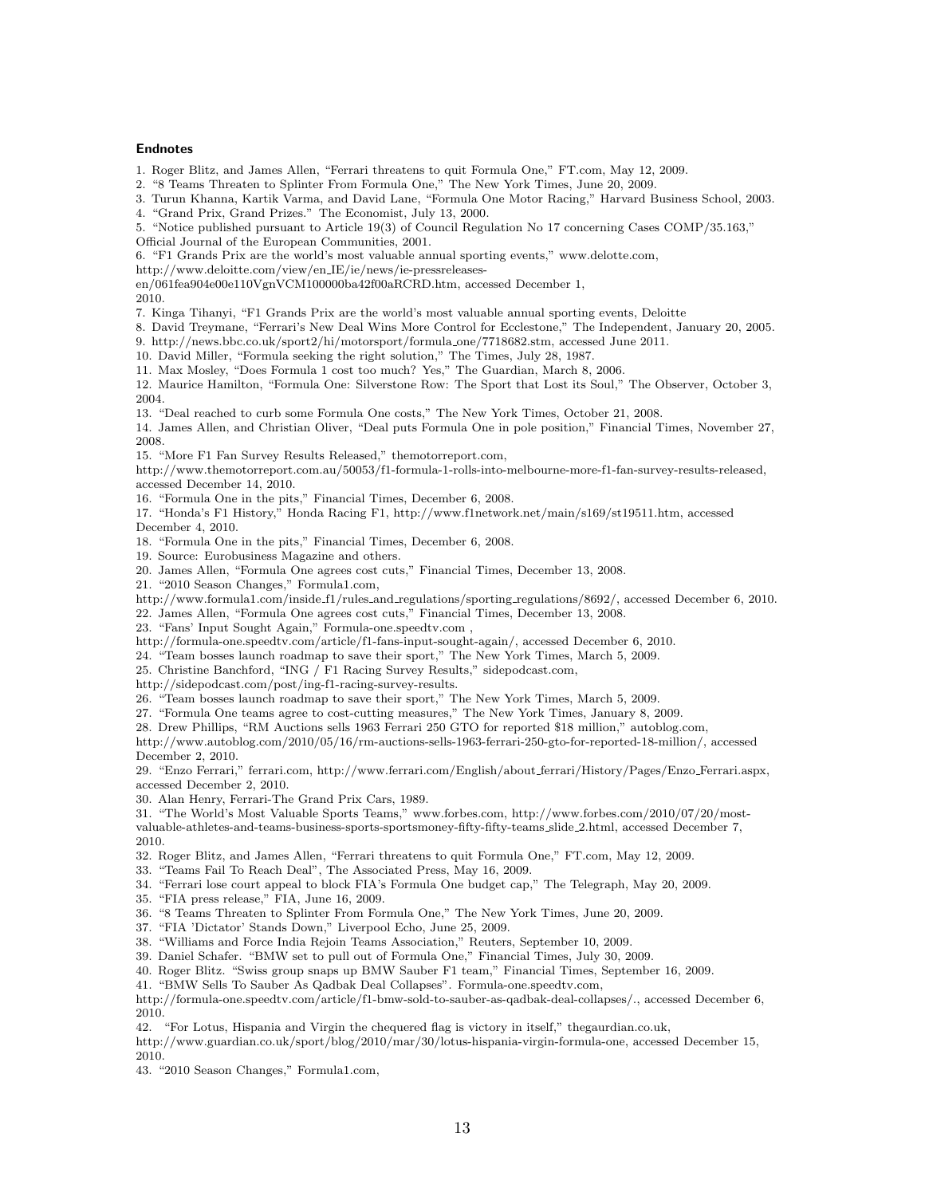### Endnotes

1. Roger Blitz, and James Allen, "Ferrari threatens to quit Formula One," FT.com, May 12, 2009.
2. "8 Teams Threaten to Splinter From Formula One," The New York Times, June 20, 2009.
3. Turun Khanna, Kartik Varma, and David Lane, "Formula One Motor Racing," Harvard Business School, 2003.
4. "Grand Prix, Grand Prizes." The Economist, July 13, 2000.
5. "Notice published pursuant to Article 19(3) of Council Regulation No 17 concerning Cases COMP/35.163," Official Journal of the European Communities, 2001.
6. "F1 Grands Prix are the world's most valuable annual sporting events," www.delotte.com, http://www.deloitte.com/view/en_IE/ie/news/ie-pressreleases-en/061fea904e00e110VgnVCM100000ba42f00aRCRD.htm, accessed December 1, 2010.
7. Kinga Tihanyi, "F1 Grands Prix are the world's most valuable annual sporting events, Deloitte
8. David Treymane, "Ferrari's New Deal Wins More Control for Ecclestone," The Independent, January 20, 2005.
9. http://news.bbc.co.uk/sport2/hi/motorsport/formula_one/7718682.stm, accessed June 2011.
10. David Miller, "Formula seeking the right solution," The Times, July 28, 1987.
11. Max Mosley, "Does Formula 1 cost too much? Yes," The Guardian, March 8, 2006.
12. Maurice Hamilton, "Formula One: Silverstone Row: The Sport that Lost its Soul," The Observer, October 3, 2004.
13. "Deal reached to curb some Formula One costs," The New York Times, October 21, 2008.
14. James Allen, and Christian Oliver, "Deal puts Formula One in pole position," Financial Times, November 27, 2008.
15. "More F1 Fan Survey Results Released," themotorreport.com, http://www.themotorreport.com.au/50053/f1-formula-1-rolls-into-melbourne-more-f1-fan-survey-results-released, accessed December 14, 2010.
16. "Formula One in the pits," Financial Times, December 6, 2008.
17. "Honda's F1 History," Honda Racing F1, http://www.f1network.net/main/s169/st19511.htm, accessed December 4, 2010.
18. "Formula One in the pits," Financial Times, December 6, 2008.
19. Source: Eurobusiness Magazine and others.
20. James Allen, "Formula One agrees cost cuts," Financial Times, December 13, 2008.
21. "2010 Season Changes," Formula1.com, http://www.formula1.com/inside_f1/rules_and_regulations/sporting_regulations/8692/, accessed December 6, 2010.
22. James Allen, "Formula One agrees cost cuts," Financial Times, December 13, 2008.
23. "Fans' Input Sought Again," Formula-one.speedtv.com , http://formula-one.speedtv.com/article/f1-fans-input-sought-again/, accessed December 6, 2010.
24. "Team bosses launch roadmap to save their sport," The New York Times, March 5, 2009.
25. Christine Banchford, "ING / F1 Racing Survey Results," sidepodcast.com, http://sidepodcast.com/post/ing-f1-racing-survey-results.
26. "Team bosses launch roadmap to save their sport," The New York Times, March 5, 2009.
27. "Formula One teams agree to cost-cutting measures," The New York Times, January 8, 2009.
28. Drew Phillips, "RM Auctions sells 1963 Ferrari 250 GTO for reported $18 million," autoblog.com, http://www.autoblog.com/2010/05/16/rm-auctions-sells-1963-ferrari-250-gto-for-reported-18-million/, accessed December 2, 2010.
29. "Enzo Ferrari," ferrari.com, http://www.ferrari.com/English/about_ferrari/History/Pages/Enzo_Ferrari.aspx, accessed December 2, 2010.
30. Alan Henry, Ferrari-The Grand Prix Cars, 1989.
31. "The World's Most Valuable Sports Teams," www.forbes.com, http://www.forbes.com/2010/07/20/most-valuable-athletes-and-teams-business-sports-sportsmoney-fifty-fifty-teams_slide_2.html, accessed December 7, 2010.
32. Roger Blitz, and James Allen, "Ferrari threatens to quit Formula One," FT.com, May 12, 2009.
33. "Teams Fail To Reach Deal", The Associated Press, May 16, 2009.
34. "Ferrari lose court appeal to block FIA's Formula One budget cap," The Telegraph, May 20, 2009.
35. "FIA press release," FIA, June 16, 2009.
36. "8 Teams Threaten to Splinter From Formula One," The New York Times, June 20, 2009.
37. "FIA 'Dictator' Stands Down," Liverpool Echo, June 25, 2009.
38. "Williams and Force India Rejoin Teams Association," Reuters, September 10, 2009.
39. Daniel Schafer. "BMW set to pull out of Formula One," Financial Times, July 30, 2009.
40. Roger Blitz. "Swiss group snaps up BMW Sauber F1 team," Financial Times, September 16, 2009.
41. "BMW Sells To Sauber As Qadbak Deal Collapses". Formula-one.speedtv.com, http://formula-one.speedtv.com/article/f1-bmw-sold-to-sauber-as-qadbak-deal-collapses/., accessed December 6, 2010.
42. "For Lotus, Hispania and Virgin the chequered flag is victory in itself," thegaurdian.co.uk, http://www.guardian.co.uk/sport/blog/2010/mar/30/lotus-hispania-virgin-formula-one, accessed December 15, 2010.
43. "2010 Season Changes," Formula1.com,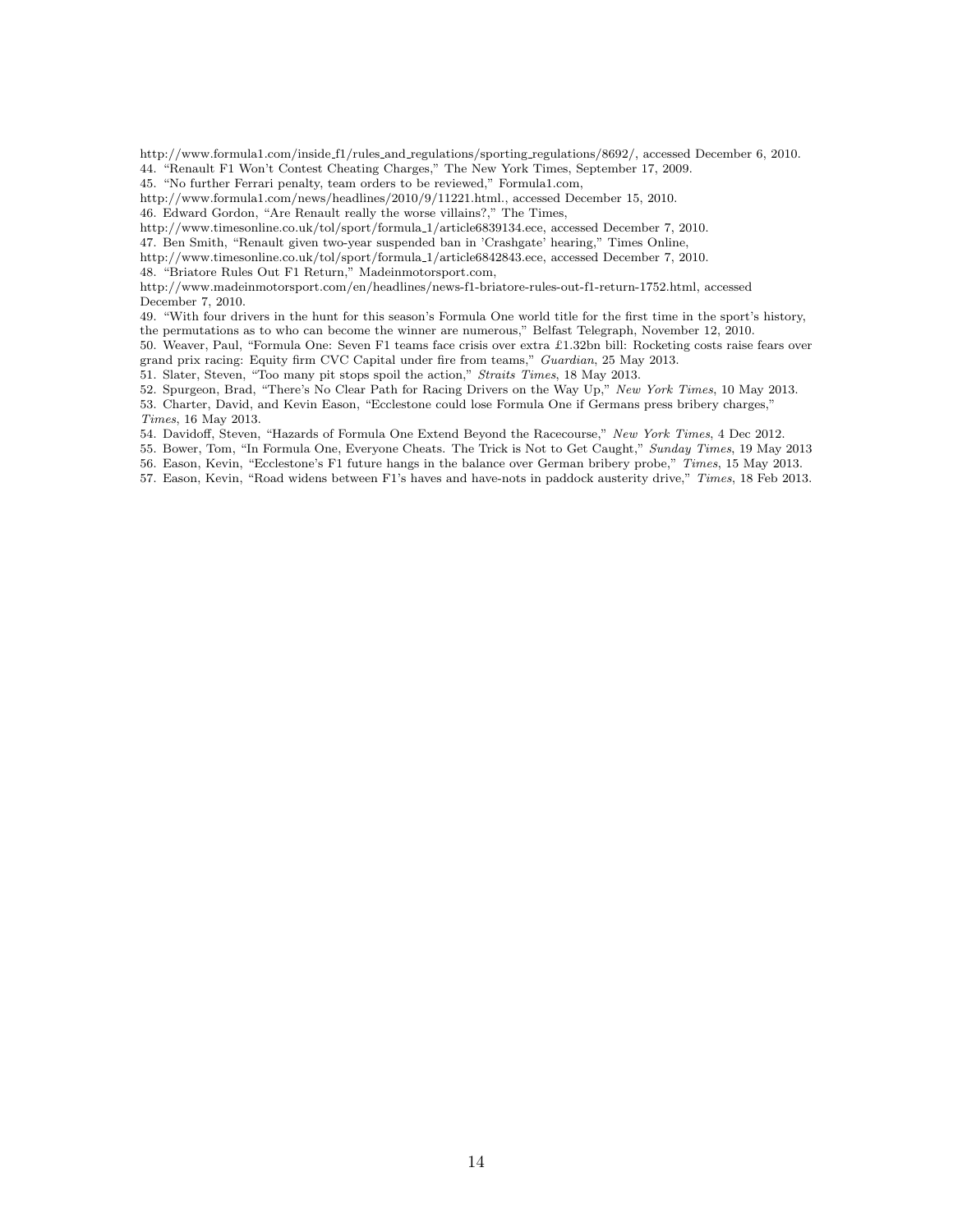http://www.formula1.com/inside_f1/rules_and_regulations/sporting_regulations/8692/, accessed December 6, 2010.

44. "Renault F1 Won't Contest Cheating Charges," The New York Times, September 17, 2009.

45. "No further Ferrari penalty, team orders to be reviewed," Formula1.com, http://www.formula1.com/news/headlines/2010/9/11221.html., accessed December 15, 2010.

46. Edward Gordon, "Are Renault really the worse villains?," The Times, http://www.timesonline.co.uk/tol/sport/formula_1/article6839134.ece, accessed December 7, 2010.

47. Ben Smith, "Renault given two-year suspended ban in 'Crashgate' hearing," Times Online, http://www.timesonline.co.uk/tol/sport/formula_1/article6842843.ece, accessed December 7, 2010.

48. "Briatore Rules Out F1 Return," Madeinmotorsport.com, http://www.madeinmotorsport.com/en/headlines/news-f1-briatore-rules-out-f1-return-1752.html, accessed December 7, 2010.

49. "With four drivers in the hunt for this season's Formula One world title for the first time in the sport's history, the permutations as to who can become the winner are numerous," Belfast Telegraph, November 12, 2010.

50. Weaver, Paul, "Formula One: Seven F1 teams face crisis over extra £1.32bn bill: Rocketing costs raise fears over grand prix racing: Equity firm CVC Capital under fire from teams," *Guardian*, 25 May 2013.

51. Slater, Steven, "Too many pit stops spoil the action," *Straits Times*, 18 May 2013.

52. Spurgeon, Brad, "There's No Clear Path for Racing Drivers on the Way Up," *New York Times*, 10 May 2013.

53. Charter, David, and Kevin Eason, "Ecclestone could lose Formula One if Germans press bribery charges," *Times*, 16 May 2013.

54. Davidoff, Steven, "Hazards of Formula One Extend Beyond the Racecourse," *New York Times*, 4 Dec 2012.

55. Bower, Tom, "In Formula One, Everyone Cheats. The Trick is Not to Get Caught," *Sunday Times*, 19 May 2013

56. Eason, Kevin, "Ecclestone's F1 future hangs in the balance over German bribery probe," *Times*, 15 May 2013.

57. Eason, Kevin, "Road widens between F1's haves and have-nots in paddock austerity drive," *Times*, 18 Feb 2013.